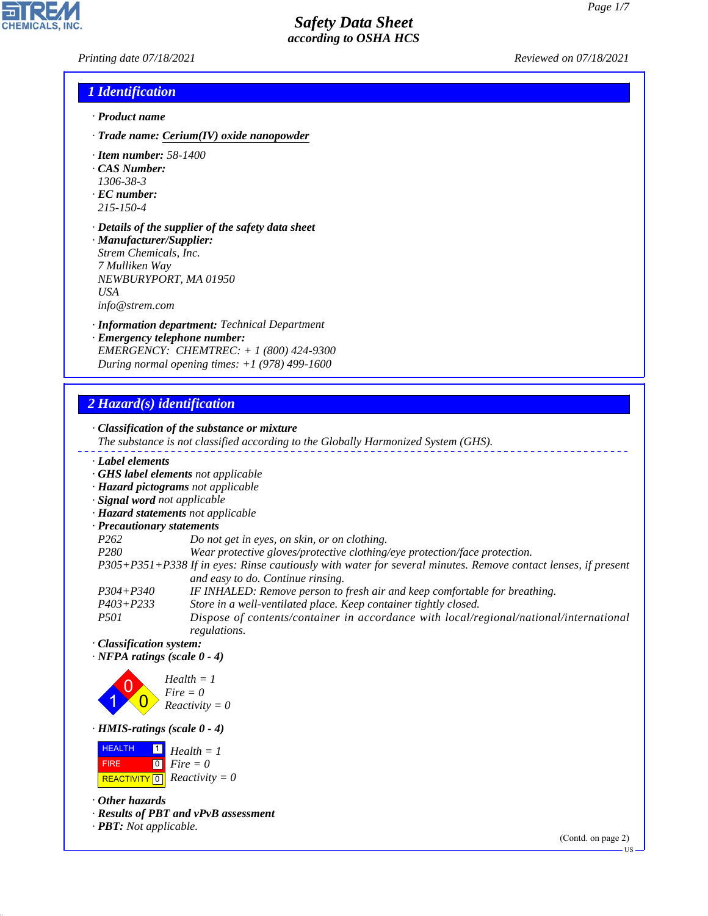# Safety Data Sheet

*according to OSHA HCS*

Printing date 07/18/2021 Reviewed on 07/18/2021

## 1 Identification

· **Product name**

· **Trade name: Cerium(IV) oxide nanopowder**

· **Item number:** 58-1400

· **CAS Number:**
1306-38-3

· **EC number:**
215-150-4

· **Details of the supplier of the safety data sheet**

· **Manufacturer/Supplier:**
Strem Chemicals, Inc.
7 Mulliken Way
NEWBURYPORT, MA 01950
USA
info@strem.com

· **Information department:** Technical Department

· **Emergency telephone number:**
EMERGENCY: CHEMTREC: + 1 (800) 424-9300
During normal opening times: +1 (978) 499-1600

## 2 Hazard(s) identification

· **Classification of the substance or mixture**
The substance is not classified according to the Globally Harmonized System (GHS).

· **Label elements**

· **GHS label elements** not applicable

· **Hazard pictograms** not applicable

· **Signal word** not applicable

· **Hazard statements** not applicable

· **Precautionary statements**

| | |
|---|---|
| P262 | Do not get in eyes, on skin, or on clothing. |
| P280 | Wear protective gloves/protective clothing/eye protection/face protection. |
| P305+P351+P338 | If in eyes: Rinse cautiously with water for several minutes. Remove contact lenses, if present and easy to do. Continue rinsing. |
| P304+P340 | IF INHALED: Remove person to fresh air and keep comfortable for breathing. |
| P403+P233 | Store in a well-ventilated place. Keep container tightly closed. |
| P501 | Dispose of contents/container in accordance with local/regional/national/international regulations. |

· **Classification system:**

· **NFPA ratings (scale 0 - 4)**

Health = 1
Fire = 0
Reactivity = 0

· **HMIS-ratings (scale 0 - 4)**

| | | |
|---|---|---|
| HEALTH | 1 | Health = 1 |
| FIRE | 0 | Fire = 0 |
| REACTIVITY | 0 | Reactivity = 0 |

· **Other hazards**

· **Results of PBT and vPvB assessment**

· **PBT:** Not applicable.

(Contd. on page 2)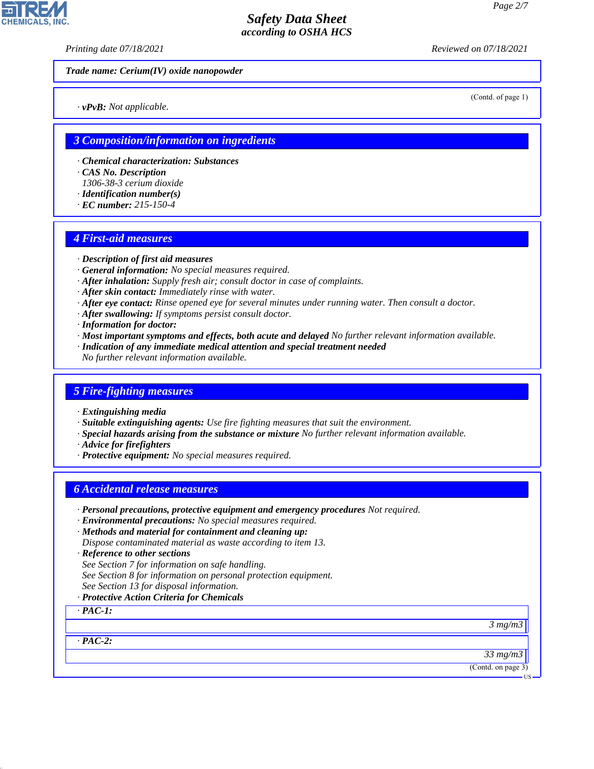Trade name: Cerium(IV) oxide nanopowder

(Contd. of page 1)

· **vPvB:** Not applicable.

## 3 Composition/information on ingredients

· **Chemical characterization: Substances**
· **CAS No. Description**
1306-38-3 cerium dioxide
· **Identification number(s)**
· **EC number:** 215-150-4

## 4 First-aid measures

· **Description of first aid measures**
· **General information:** No special measures required.
· **After inhalation:** Supply fresh air; consult doctor in case of complaints.
· **After skin contact:** Immediately rinse with water.
· **After eye contact:** Rinse opened eye for several minutes under running water. Then consult a doctor.
· **After swallowing:** If symptoms persist consult doctor.
· **Information for doctor:**
· **Most important symptoms and effects, both acute and delayed** No further relevant information available.
· **Indication of any immediate medical attention and special treatment needed**
No further relevant information available.

## 5 Fire-fighting measures

· **Extinguishing media**
· **Suitable extinguishing agents:** Use fire fighting measures that suit the environment.
· **Special hazards arising from the substance or mixture** No further relevant information available.
· **Advice for firefighters**
· **Protective equipment:** No special measures required.

## 6 Accidental release measures

· **Personal precautions, protective equipment and emergency procedures** Not required.
· **Environmental precautions:** No special measures required.
· **Methods and material for containment and cleaning up:**
Dispose contaminated material as waste according to item 13.
· **Reference to other sections**
See Section 7 for information on safe handling.
See Section 8 for information on personal protection equipment.
See Section 13 for disposal information.
· **Protective Action Criteria for Chemicals**

| · **PAC-1:** |
|---|
| 3 mg/m3 |

| · **PAC-2:** |
|---|
| 33 mg/m3 |

(Contd. on page 3)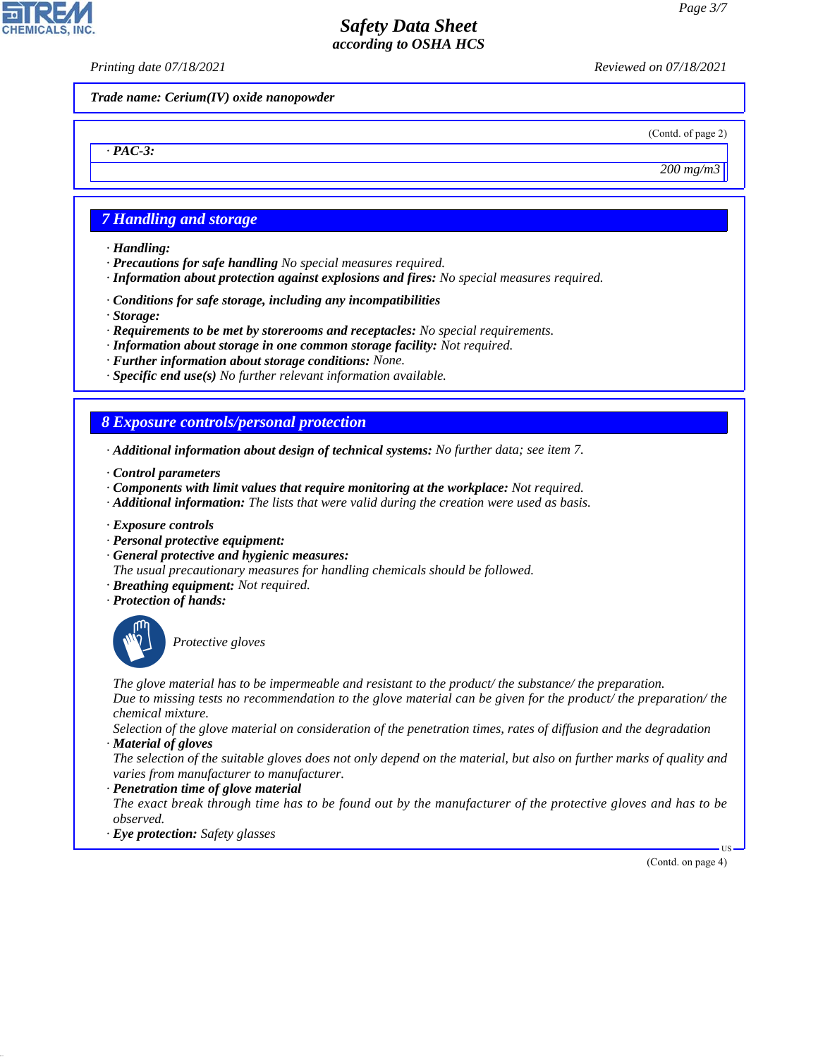Trade name: Cerium(IV) oxide nanopowder

(Contd. of page 2)

| · PAC-3: |
| ---: |
| 200 mg/m3 |

## 7 Handling and storage

· **Handling:**
· **Precautions for safe handling** No special measures required.
· **Information about protection against explosions and fires:** No special measures required.

· **Conditions for safe storage, including any incompatibilities**
· **Storage:**
· **Requirements to be met by storerooms and receptacles:** No special requirements.
· **Information about storage in one common storage facility:** Not required.
· **Further information about storage conditions:** None.
· **Specific end use(s)** No further relevant information available.

## 8 Exposure controls/personal protection

· **Additional information about design of technical systems:** No further data; see item 7.

· **Control parameters**
· **Components with limit values that require monitoring at the workplace:** Not required.
· **Additional information:** The lists that were valid during the creation were used as basis.

· **Exposure controls**
· **Personal protective equipment:**
· **General protective and hygienic measures:**
The usual precautionary measures for handling chemicals should be followed.
· **Breathing equipment:** Not required.
· **Protection of hands:**

Protective gloves

The glove material has to be impermeable and resistant to the product/ the substance/ the preparation.
Due to missing tests no recommendation to the glove material can be given for the product/ the preparation/ the chemical mixture.
Selection of the glove material on consideration of the penetration times, rates of diffusion and the degradation
· **Material of gloves**
The selection of the suitable gloves does not only depend on the material, but also on further marks of quality and varies from manufacturer to manufacturer.
· **Penetration time of glove material**
The exact break through time has to be found out by the manufacturer of the protective gloves and has to be observed.
· **Eye protection:** Safety glasses

(Contd. on page 4)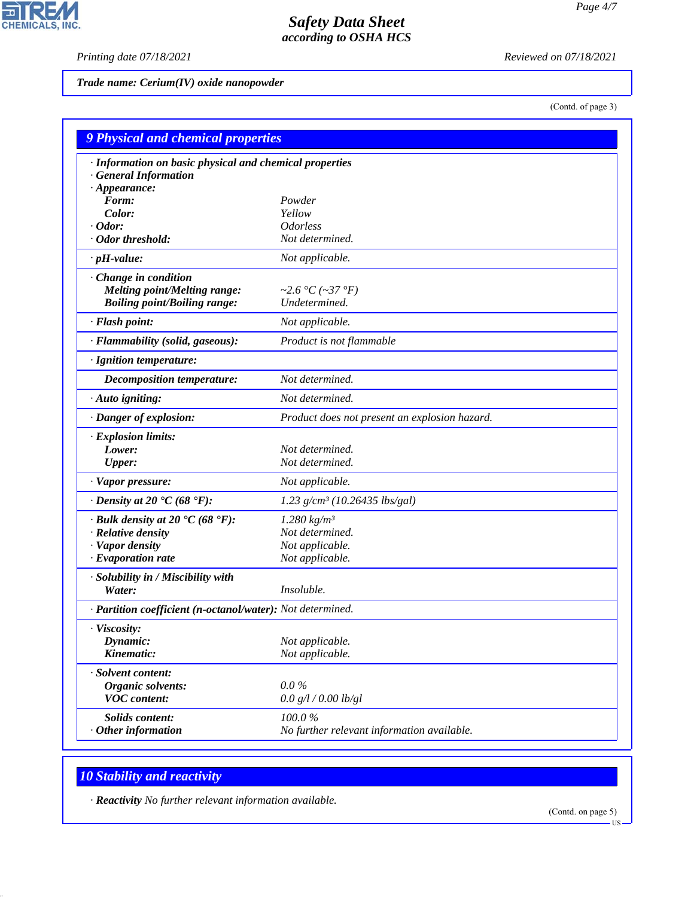Trade name: Cerium(IV) oxide nanopowder

(Contd. of page 3)

## 9 Physical and chemical properties

| | |
|---|---|
| · **Information on basic physical and chemical properties** | |
| · **General Information** | |
| · **Appearance:** | |
| **Form:** | Powder |
| **Color:** | Yellow |
| · **Odor:** | Odorless |
| · **Odor threshold:** | Not determined. |
| · **pH-value:** | Not applicable. |
| · **Change in condition** | |
| **Melting point/Melting range:** | ~2.6 °C (~37 °F) |
| **Boiling point/Boiling range:** | Undetermined. |
| · **Flash point:** | Not applicable. |
| · **Flammability (solid, gaseous):** | Product is not flammable |
| · **Ignition temperature:** | |
| **Decomposition temperature:** | Not determined. |
| · **Auto igniting:** | Not determined. |
| · **Danger of explosion:** | Product does not present an explosion hazard. |
| · **Explosion limits:** | |
| **Lower:** | Not determined. |
| **Upper:** | Not determined. |
| · **Vapor pressure:** | Not applicable. |
| · **Density at 20 °C (68 °F):** | 1.23 g/cm³ (10.26435 lbs/gal) |
| · **Bulk density at 20 °C (68 °F):** | 1.280 kg/m³ |
| · **Relative density** | Not determined. |
| · **Vapor density** | Not applicable. |
| · **Evaporation rate** | Not applicable. |
| · **Solubility in / Miscibility with** | |
| **Water:** | Insoluble. |
| · **Partition coefficient (n-octanol/water):** | Not determined. |
| · **Viscosity:** | |
| **Dynamic:** | Not applicable. |
| **Kinematic:** | Not applicable. |
| · **Solvent content:** | |
| **Organic solvents:** | 0.0 % |
| **VOC content:** | 0.0 g/l / 0.00 lb/gl |
| **Solids content:** | 100.0 % |
| · **Other information** | No further relevant information available. |

## 10 Stability and reactivity

· **Reactivity** No further relevant information available.

(Contd. on page 5)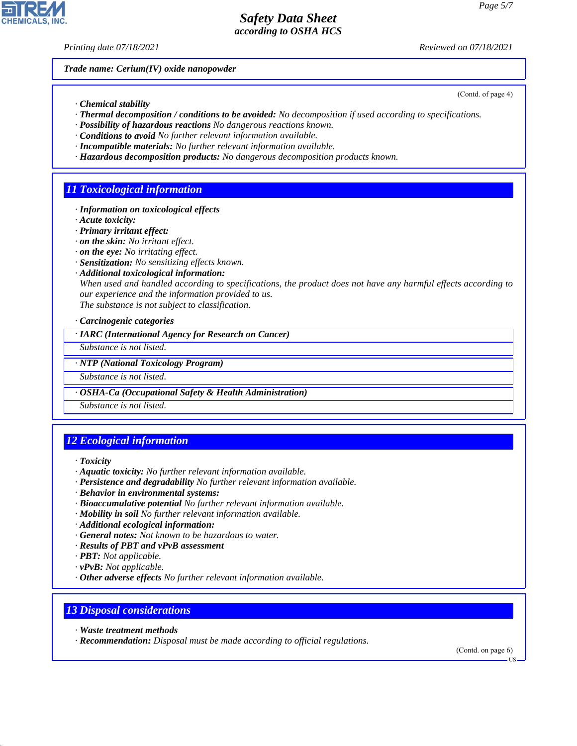**Trade name: Cerium(IV) oxide nanopowder**

(Contd. of page 4)

· **Chemical stability**
· **Thermal decomposition / conditions to be avoided:** No decomposition if used according to specifications.
· **Possibility of hazardous reactions** No dangerous reactions known.
· **Conditions to avoid** No further relevant information available.
· **Incompatible materials:** No further relevant information available.
· **Hazardous decomposition products:** No dangerous decomposition products known.

## 11 Toxicological information

· **Information on toxicological effects**
· **Acute toxicity:**
· **Primary irritant effect:**
· **on the skin:** No irritant effect.
· **on the eye:** No irritating effect.
· **Sensitization:** No sensitizing effects known.
· **Additional toxicological information:**
When used and handled according to specifications, the product does not have any harmful effects according to our experience and the information provided to us.
The substance is not subject to classification.

· **Carcinogenic categories**

· **IARC (International Agency for Research on Cancer)**
Substance is not listed.

· **NTP (National Toxicology Program)**
Substance is not listed.

· **OSHA-Ca (Occupational Safety & Health Administration)**
Substance is not listed.

## 12 Ecological information

· **Toxicity**
· **Aquatic toxicity:** No further relevant information available.
· **Persistence and degradability** No further relevant information available.
· **Behavior in environmental systems:**
· **Bioaccumulative potential** No further relevant information available.
· **Mobility in soil** No further relevant information available.
· **Additional ecological information:**
· **General notes:** Not known to be hazardous to water.
· **Results of PBT and vPvB assessment**
· **PBT:** Not applicable.
· **vPvB:** Not applicable.
· **Other adverse effects** No further relevant information available.

## 13 Disposal considerations

· **Waste treatment methods**
· **Recommendation:** Disposal must be made according to official regulations.

(Contd. on page 6)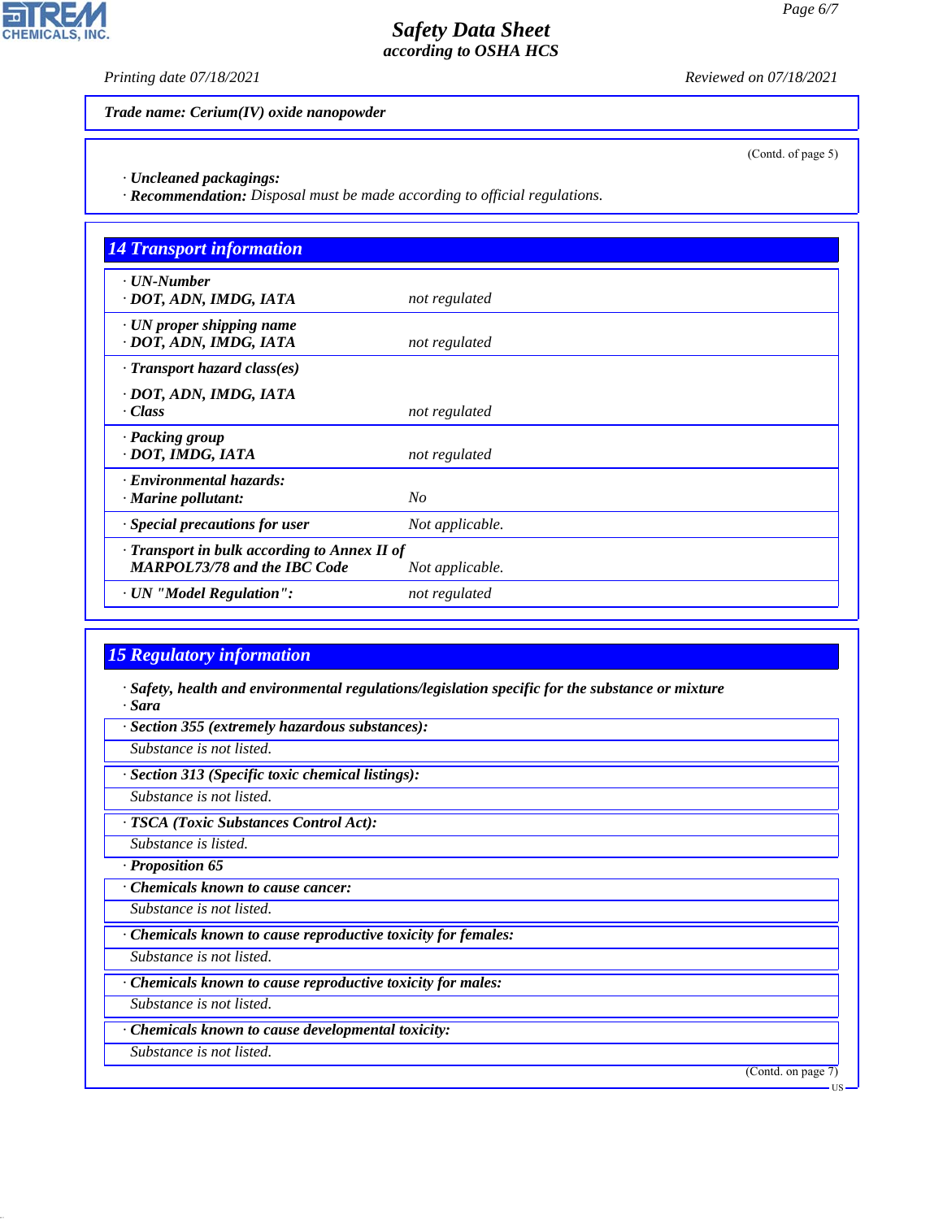**Trade name: Cerium(IV) oxide nanopowder**

(Contd. of page 5)

· **Uncleaned packagings:**
· **Recommendation:** Disposal must be made according to official regulations.

## 14 Transport information

| | |
|---|---|
| · **UN-Number**<br>· **DOT, ADN, IMDG, IATA** | not regulated |
| · **UN proper shipping name**<br>· **DOT, ADN, IMDG, IATA** | not regulated |
| · **Transport hazard class(es)**<br><br>· **DOT, ADN, IMDG, IATA**<br>· **Class** | not regulated |
| · **Packing group**<br>· **DOT, IMDG, IATA** | not regulated |
| · **Environmental hazards:**<br>· **Marine pollutant:** | No |
| · **Special precautions for user** | Not applicable. |
| · **Transport in bulk according to Annex II of MARPOL73/78 and the IBC Code** | Not applicable. |
| · **UN "Model Regulation":** | not regulated |

## 15 Regulatory information

· **Safety, health and environmental regulations/legislation specific for the substance or mixture**
· **Sara**

· **Section 355 (extremely hazardous substances):**
Substance is not listed.

· **Section 313 (Specific toxic chemical listings):**
Substance is not listed.

· **TSCA (Toxic Substances Control Act):**
Substance is listed.

· **Proposition 65**

· **Chemicals known to cause cancer:**
Substance is not listed.

· **Chemicals known to cause reproductive toxicity for females:**
Substance is not listed.

· **Chemicals known to cause reproductive toxicity for males:**
Substance is not listed.

· **Chemicals known to cause developmental toxicity:**
Substance is not listed.

(Contd. on page 7)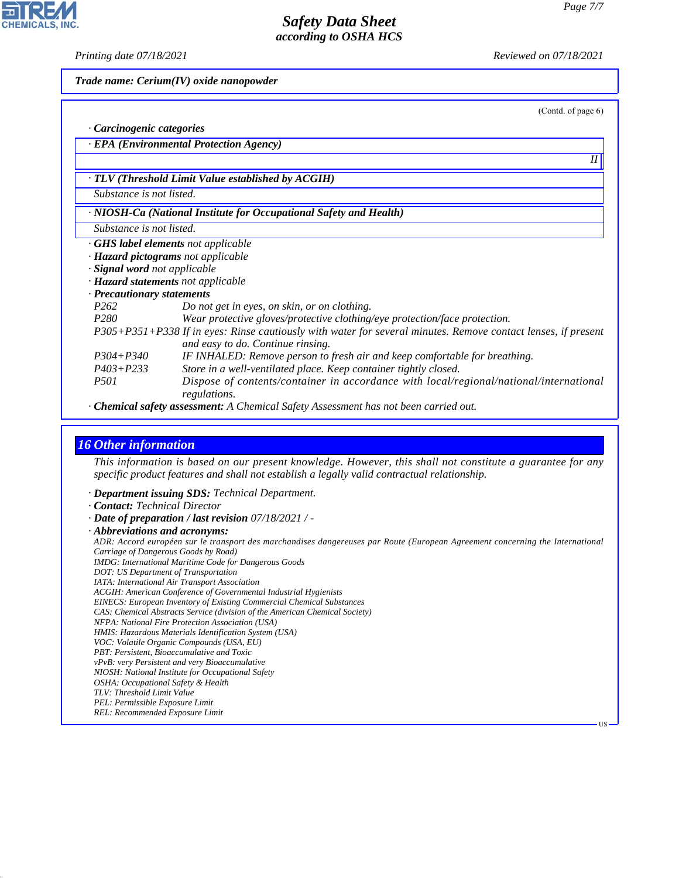Trade name: Cerium(IV) oxide nanopowder

(Contd. of page 6)

· **Carcinogenic categories**

· **EPA (Environmental Protection Agency)**

II

· **TLV (Threshold Limit Value established by ACGIH)**

Substance is not listed.

· **NIOSH-Ca (National Institute for Occupational Safety and Health)**

Substance is not listed.

· **GHS label elements** not applicable
· **Hazard pictograms** not applicable
· **Signal word** not applicable
· **Hazard statements** not applicable
· **Precautionary statements**

| | |
|---|---|
| P262 | Do not get in eyes, on skin, or on clothing. |
| P280 | Wear protective gloves/protective clothing/eye protection/face protection. |
| P305+P351+P338 | If in eyes: Rinse cautiously with water for several minutes. Remove contact lenses, if present and easy to do. Continue rinsing. |
| P304+P340 | IF INHALED: Remove person to fresh air and keep comfortable for breathing. |
| P403+P233 | Store in a well-ventilated place. Keep container tightly closed. |
| P501 | Dispose of contents/container in accordance with local/regional/national/international regulations. |

· **Chemical safety assessment:** A Chemical Safety Assessment has not been carried out.

## 16 Other information

This information is based on our present knowledge. However, this shall not constitute a guarantee for any specific product features and shall not establish a legally valid contractual relationship.

· **Department issuing SDS:** Technical Department.
· **Contact:** Technical Director
· **Date of preparation / last revision** 07/18/2021 / -
· **Abbreviations and acronyms:**

ADR: Accord européen sur le transport des marchandises dangereuses par Route (European Agreement concerning the International Carriage of Dangerous Goods by Road)
IMDG: International Maritime Code for Dangerous Goods
DOT: US Department of Transportation
IATA: International Air Transport Association
ACGIH: American Conference of Governmental Industrial Hygienists
EINECS: European Inventory of Existing Commercial Chemical Substances
CAS: Chemical Abstracts Service (division of the American Chemical Society)
NFPA: National Fire Protection Association (USA)
HMIS: Hazardous Materials Identification System (USA)
VOC: Volatile Organic Compounds (USA, EU)
PBT: Persistent, Bioaccumulative and Toxic
vPvB: very Persistent and very Bioaccumulative
NIOSH: National Institute for Occupational Safety
OSHA: Occupational Safety & Health
TLV: Threshold Limit Value
PEL: Permissible Exposure Limit
REL: Recommended Exposure Limit